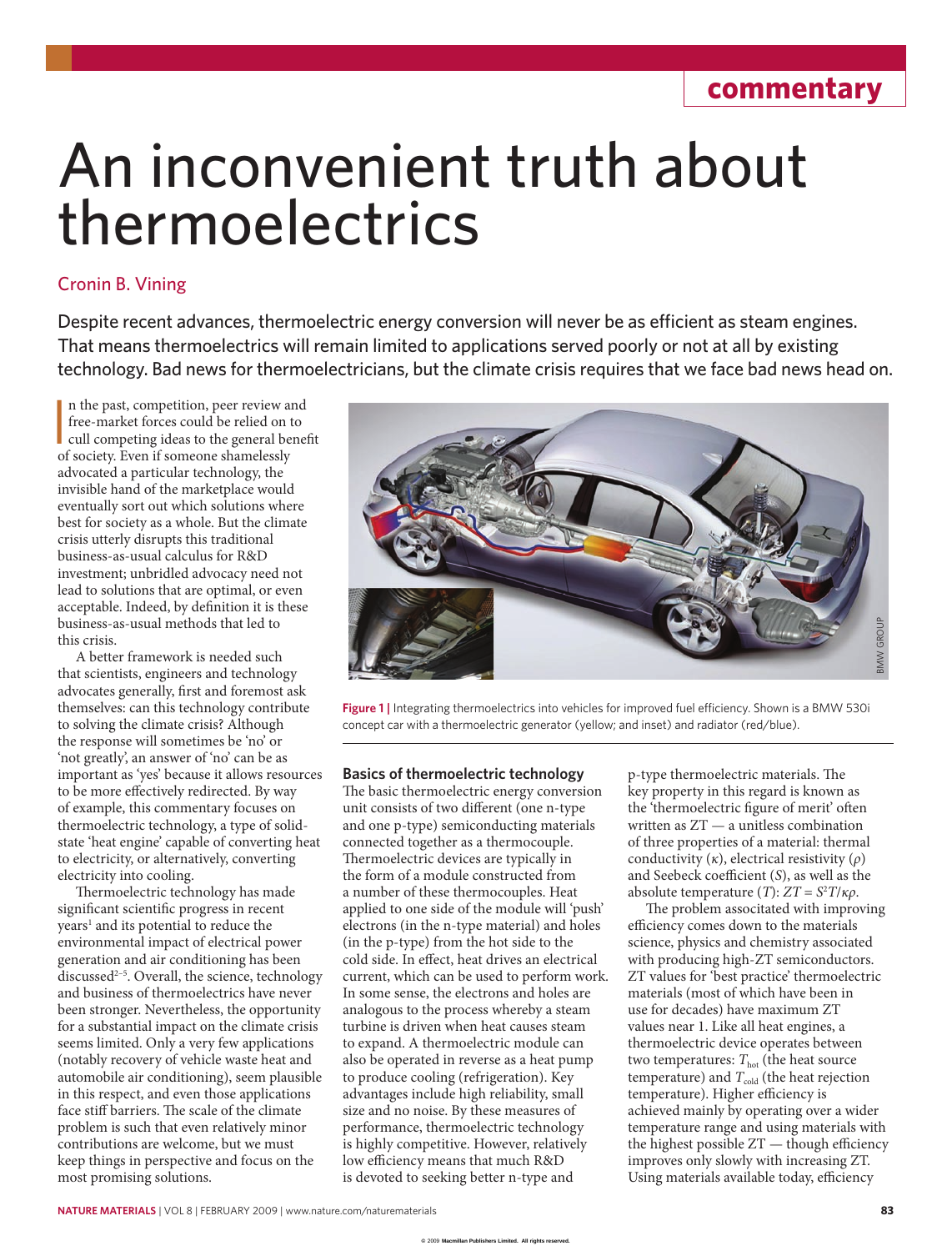commentary

# An inconvenient truth about thermoelectrics

Cronin B. Vining

**Despite recent advances, thermoelectric energy conversion will never be as efficient as steam engines. That means thermoelectrics will remain limited to applications served poorly or not at all by existing technology. Bad news for thermoelectricians, but the climate crisis requires that we face bad news head on.**

In the past, competition, peer review and free-market forces could be relied on to cull competing ideas to the general benefit of society. Even if someone shamelessly advocated a particular technology, the invisible hand of the marketplace would eventually sort out which solutions where best for society as a whole. But the climate crisis utterly disrupts this traditional business-as-usual calculus for R&D investment; unbridled advocacy need not lead to solutions that are optimal, or even acceptable. Indeed, by definition it is these business-as-usual methods that led to this crisis.

A better framework is needed such that scientists, engineers and technology advocates generally, first and foremost ask themselves: can this technology contribute to solving the climate crisis? Although the response will sometimes be 'no' or 'not greatly', an answer of 'no' can be as important as 'yes' because it allows resources to be more effectively redirected. By way of example, this commentary focuses on thermoelectric technology, a type of solid-state 'heat engine' capable of converting heat to electricity, or alternatively, converting electricity into cooling.

Thermoelectric technology has made significant scientific progress in recent years[1] and its potential to reduce the environmental impact of electrical power generation and air conditioning has been discussed[2–5]. Overall, the science, technology and business of thermoelectrics have never been stronger. Nevertheless, the opportunity for a substantial impact on the climate crisis seems limited. Only a very few applications (notably recovery of vehicle waste heat and automobile air conditioning), seem plausible in this respect, and even those applications face stiff barriers. The scale of the climate problem is such that even relatively minor contributions are welcome, but we must keep things in perspective and focus on the most promising solutions.

BMW GROUP

**Figure 1 |** Integrating thermoelectrics into vehicles for improved fuel efficiency. Shown is a BMW 530i concept car with a thermoelectric generator (yellow; and inset) and radiator (red/blue).

### Basics of thermoelectric technology

The basic thermoelectric energy conversion unit consists of two different (one n-type and one p-type) semiconducting materials connected together as a thermocouple. Thermoelectric devices are typically in the form of a module constructed from a number of these thermocouples. Heat applied to one side of the module will 'push' electrons (in the n-type material) and holes (in the p-type) from the hot side to the cold side. In effect, heat drives an electrical current, which can be used to perform work. In some sense, the electrons and holes are analogous to the process whereby a steam turbine is driven when heat causes steam to expand. A thermoelectric module can also be operated in reverse as a heat pump to produce cooling (refrigeration). Key advantages include high reliability, small size and no noise. By these measures of performance, thermoelectric technology is highly competitive. However, relatively low efficiency means that much R&D is devoted to seeking better n-type and p-type thermoelectric materials. The key property in this regard is known as the 'thermoelectric figure of merit' often written as ZT — a unitless combination of three properties of a material: thermal conductivity ($\kappa$), electrical resistivity ($\rho$) and Seebeck coefficient ($S$), as well as the absolute temperature ($T$): $ZT = S^2T/\kappa\rho$.

The problem associated with improving efficiency comes down to the materials science, physics and chemistry associated with producing high-ZT semiconductors. ZT values for 'best practice' thermoelectric materials (most of which have been in use for decades) have maximum ZT values near 1. Like all heat engines, a thermoelectric device operates between two temperatures: $T_{hot}$ (the heat source temperature) and $T_{cold}$ (the heat rejection temperature). Higher efficiency is achieved mainly by operating over a wider temperature range and using materials with the highest possible ZT — though efficiency improves only slowly with increasing ZT. Using materials available today, efficiency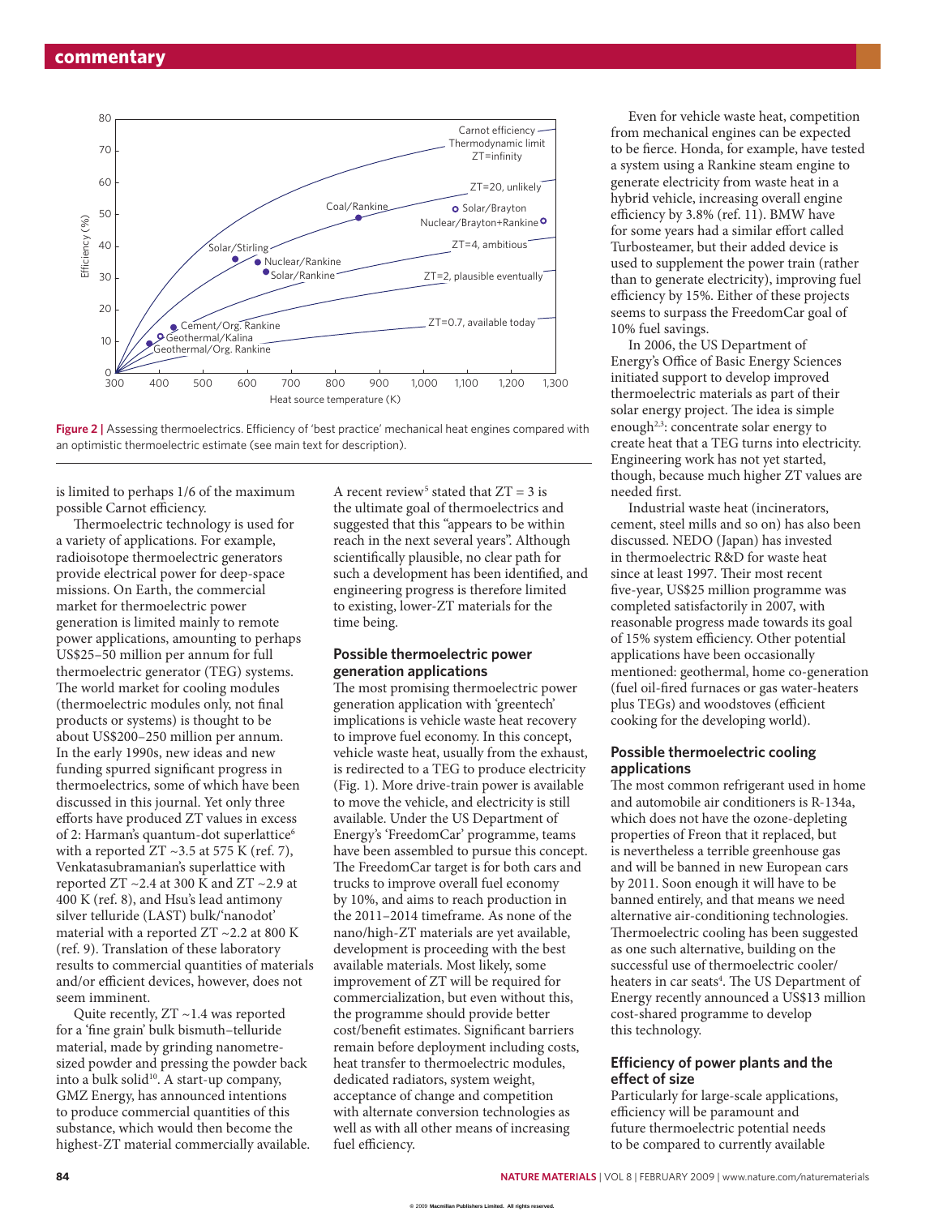Figure 2 | Assessing thermoelectrics. Efficiency of 'best practice' mechanical heat engines compared with an optimistic thermoelectric estimate (see main text for description).

is limited to perhaps 1/6 of the maximum possible Carnot efficiency.

Thermoelectric technology is used for a variety of applications. For example, radioisotope thermoelectric generators provide electrical power for deep-space missions. On Earth, the commercial market for thermoelectric power generation is limited mainly to remote power applications, amounting to perhaps US$25–50 million per annum for full thermoelectric generator (TEG) systems. The world market for cooling modules (thermoelectric modules only, not final products or systems) is thought to be about US$200–250 million per annum. In the early 1990s, new ideas and new funding spurred significant progress in thermoelectrics, some of which have been discussed in this journal. Yet only three efforts have produced ZT values in excess of 2: Harman's quantum-dot superlattice[6] with a reported ZT ~3.5 at 575 K (ref. 7), Venkatasubramanian's superlattice with reported ZT ~2.4 at 300 K and ZT ~2.9 at 400 K (ref. 8), and Hsu's lead antimony silver telluride (LAST) bulk/'nanodot' material with a reported ZT ~2.2 at 800 K (ref. 9). Translation of these laboratory results to commercial quantities of materials and/or efficient devices, however, does not seem imminent.

Quite recently, ZT ~1.4 was reported for a 'fine grain' bulk bismuth–telluride material, made by grinding nanometre-sized powder and pressing the powder back into a bulk solid[10]. A start-up company, GMZ Energy, has announced intentions to produce commercial quantities of this substance, which would then become the highest-ZT material commercially available.

A recent review[5] stated that ZT = 3 is the ultimate goal of thermoelectrics and suggested that this "appears to be within reach in the next several years". Although scientifically plausible, no clear path for such a development has been identified, and engineering progress is therefore limited to existing, lower-ZT materials for the time being.

### Possible thermoelectric power generation applications

The most promising thermoelectric power generation application with 'greentech' implications is vehicle waste heat recovery to improve fuel economy. In this concept, vehicle waste heat, usually from the exhaust, is redirected to a TEG to produce electricity (Fig. 1). More drive-train power is available to move the vehicle, and electricity is still available. Under the US Department of Energy's 'FreedomCar' programme, teams have been assembled to pursue this concept. The FreedomCar target is for both cars and trucks to improve overall fuel economy by 10%, and aims to reach production in the 2011–2014 timeframe. As none of the nano/high-ZT materials are yet available, development is proceeding with the best available materials. Most likely, some improvement of ZT will be required for commercialization, but even without this, the programme should provide better cost/benefit estimates. Significant barriers remain before deployment including costs, heat transfer to thermoelectric modules, dedicated radiators, system weight, acceptance of change and competition with alternate conversion technologies as well as with all other means of increasing fuel efficiency.

Even for vehicle waste heat, competition from mechanical engines can be expected to be fierce. Honda, for example, have tested a system using a Rankine steam engine to generate electricity from waste heat in a hybrid vehicle, increasing overall engine efficiency by 3.8% (ref. 11). BMW have for some years had a similar effort called Turbosteamer, but their added device is used to supplement the power train (rather than to generate electricity), improving fuel efficiency by 15%. Either of these projects seems to surpass the FreedomCar goal of 10% fuel savings.

In 2006, the US Department of Energy's Office of Basic Energy Sciences initiated support to develop improved thermoelectric materials as part of their solar energy project. The idea is simple enough[2,3]: concentrate solar energy to create heat that a TEG turns into electricity. Engineering work has not yet started, though, because much higher ZT values are needed first.

Industrial waste heat (incinerators, cement, steel mills and so on) has also been discussed. NEDO (Japan) has invested in thermoelectric R&D for waste heat since at least 1997. Their most recent five-year, US$25 million programme was completed satisfactorily in 2007, with reasonable progress made towards its goal of 15% system efficiency. Other potential applications have been occasionally mentioned: geothermal, home co-generation (fuel oil-fired furnaces or gas water-heaters plus TEGs) and woodstoves (efficient cooking for the developing world).

### Possible thermoelectric cooling applications

The most common refrigerant used in home and automobile air conditioners is R-134a, which does not have the ozone-depleting properties of Freon that it replaced, but is nevertheless a terrible greenhouse gas and will be banned in new European cars by 2011. Soon enough it will have to be banned entirely, and that means we need alternative air-conditioning technologies. Thermoelectric cooling has been suggested as one such alternative, building on the successful use of thermoelectric cooler/heaters in car seats[4]. The US Department of Energy recently announced a US$13 million cost-shared programme to develop this technology.

### Efficiency of power plants and the effect of size

Particularly for large-scale applications, efficiency will be paramount and future thermoelectric potential needs to be compared to currently available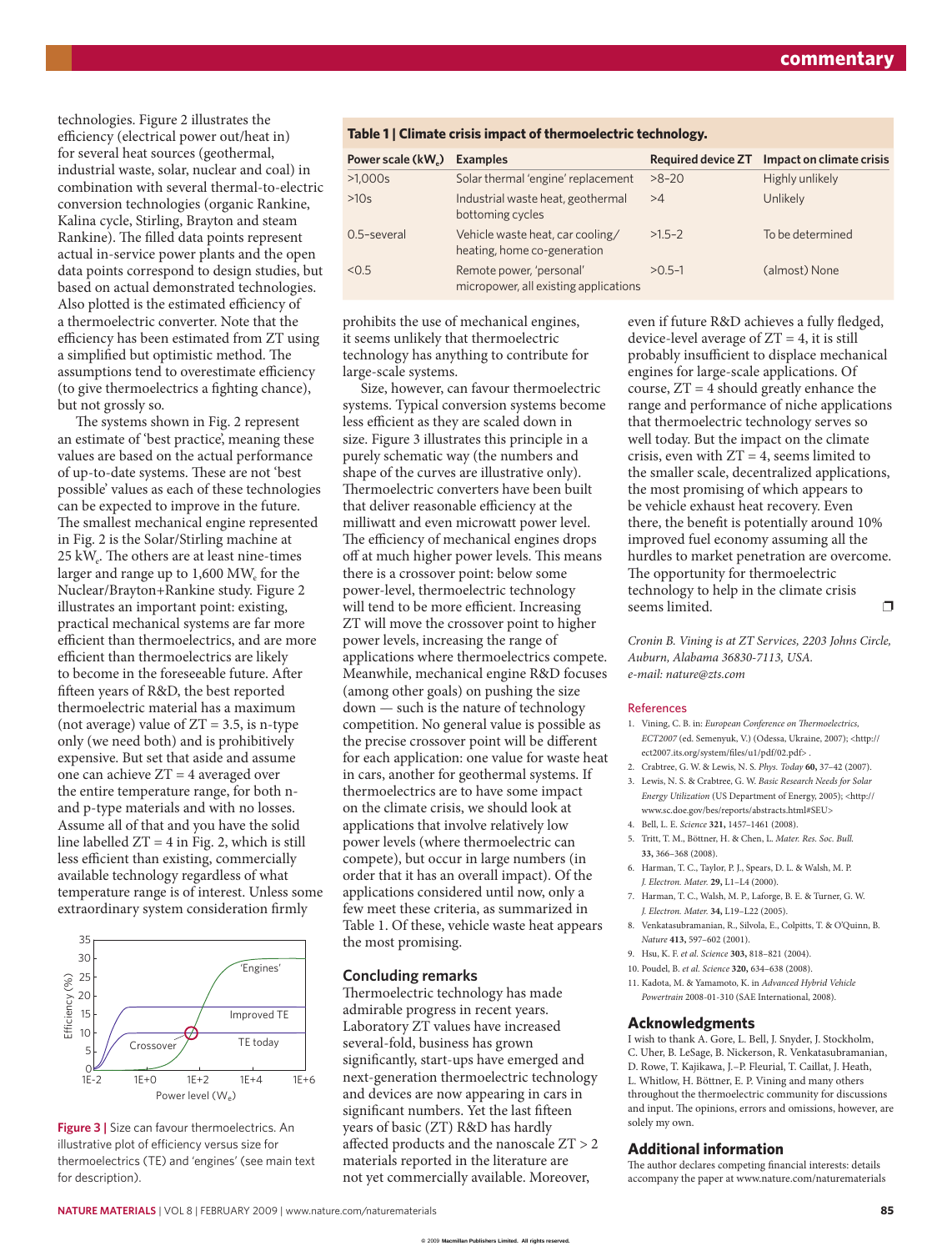technologies. Figure 2 illustrates the efficiency (electrical power out/heat in) for several heat sources (geothermal, industrial waste, solar, nuclear and coal) in combination with several thermal-to-electric conversion technologies (organic Rankine, Kalina cycle, Stirling, Brayton and steam Rankine). The filled data points represent actual in-service power plants and the open data points correspond to design studies, but based on actual demonstrated technologies. Also plotted is the estimated efficiency of a thermoelectric converter. Note that the efficiency has been estimated from ZT using a simplified but optimistic method. The assumptions tend to overestimate efficiency (to give thermoelectrics a fighting chance), but not grossly so.

The systems shown in Fig. 2 represent an estimate of 'best practice', meaning these values are based on the actual performance of up-to-date systems. These are not 'best possible' values as each of these technologies can be expected to improve in the future. The smallest mechanical engine represented in Fig. 2 is the Solar/Stirling machine at 25 $kW_e$. The others are at least nine-times larger and range up to 1,600 $MW_e$ for the Nuclear/Brayton+Rankine study. Figure 2 illustrates an important point: existing, practical mechanical systems are far more efficient than thermoelectrics, and are more efficient than thermoelectrics are likely to become in the foreseeable future. After fifteen years of R&D, the best reported thermoelectric material has a maximum (not average) value of ZT = 3.5, is n-type only (we need both) and is prohibitively expensive. But set that aside and assume one can achieve ZT = 4 averaged over the entire temperature range, for both n- and p-type materials and with no losses. Assume all of that and you have the solid line labelled ZT = 4 in Fig. 2, which is still less efficient than existing, commercially available technology regardless of what temperature range is of interest. Unless some extraordinary system consideration firmly prohibits the use of mechanical engines, it seems unlikely that thermoelectric technology has anything to contribute for large-scale systems.

35
30
25
20
15
10
5
0
Efficiency (%)
'Engines'
Improved TE
Crossover
TE today
1E-2
1E+0
1E+2
1E+4
1E+6
Power level ($W_e$)

**Figure 3 |** Size can favour thermoelectrics. An illustrative plot of efficiency versus size for thermoelectrics (TE) and 'engines' (see main text for description).

**Table 1 | Climate crisis impact of thermoelectric technology.**

| Power scale ($kW_e$) | Examples | Required device ZT | Impact on climate crisis |
|---|---|---|---|
| >1,000s | Solar thermal 'engine' replacement | >8–20 | Highly unlikely |
| >10s | Industrial waste heat, geothermal bottoming cycles | >4 | Unlikely |
| 0.5–several | Vehicle waste heat, car cooling/heating, home co-generation | >1.5–2 | To be determined |
| <0.5 | Remote power, 'personal' micropower, all existing applications | >0.5–1 | (almost) None |

Size, however, can favour thermoelectric systems. Typical conversion systems become less efficient as they are scaled down in size. Figure 3 illustrates this principle in a purely schematic way (the numbers and shape of the curves are illustrative only). Thermoelectric converters have been built that deliver reasonable efficiency at the milliwatt and even microwatt power level. The efficiency of mechanical engines drops off at much higher power levels. This means there is a crossover point: below some power-level, thermoelectric technology will tend to be more efficient. Increasing ZT will move the crossover point to higher power levels, increasing the range of applications where thermoelectrics compete. Meanwhile, mechanical engine R&D focuses (among other goals) on pushing the size down — such is the nature of technology competition. No general value is possible as the precise crossover point will be different for each application: one value for waste heat in cars, another for geothermal systems. If thermoelectrics are to have some impact on the climate crisis, we should look at applications that involve relatively low power levels (where thermoelectric can compete), but occur in large numbers (in order that it has an overall impact). Of the applications considered until now, only a few meet these criteria, as summarized in Table 1. Of these, vehicle waste heat appears the most promising.

## Concluding remarks

Thermoelectric technology has made admirable progress in recent years. Laboratory ZT values have increased several-fold, business has grown significantly, start-ups have emerged and next-generation thermoelectric technology and devices are now appearing in cars in significant numbers. Yet the last fifteen years of basic (ZT) R&D has hardly affected products and the nanoscale ZT > 2 materials reported in the literature are not yet commercially available. Moreover, even if future R&D achieves a fully fledged, device-level average of ZT = 4, it is still probably insufficient to displace mechanical engines for large-scale applications. Of course, ZT = 4 should greatly enhance the range and performance of niche applications that thermoelectric technology serves so well today. But the impact on the climate crisis, even with ZT = 4, seems limited to the smaller scale, decentralized applications, the most promising of which appears to be vehicle exhaust heat recovery. Even there, the benefit is potentially around 10% improved fuel economy assuming all the hurdles to market penetration are overcome. The opportunity for thermoelectric technology to help in the climate crisis seems limited. ❐

*Cronin B. Vining is at ZT Services, 2203 Johns Circle, Auburn, Alabama 36830-7113, USA.*
*e-mail: nature@zts.com*

### References

1. Vining, C. B. in: *European Conference on Thermoelectrics, ECT2007* (ed. Semenyuk, V.) (Odessa, Ukraine, 2007); <http://ect2007.its.org/system/files/u1/pdf/02.pdf> .
2. Crabtree, G. W. & Lewis, N. S. *Phys. Today* **60,** 37–42 (2007).
3. Lewis, N. S. & Crabtree, G. W. *Basic Research Needs for Solar Energy Utilization* (US Department of Energy, 2005); <http://www.sc.doe.gov/bes/reports/abstracts.html#SEU>
4. Bell, L. E. *Science* **321,** 1457–1461 (2008).
5. Tritt, T. M., Böttner, H. & Chen, L. *Mater. Res. Soc. Bull.* **33,** 366–368 (2008).
6. Harman, T. C., Taylor, P. J., Spears, D. L. & Walsh, M. P. *J. Electron. Mater.* **29,** L1–L4 (2000).
7. Harman, T. C., Walsh, M. P., Laforge, B. E. & Turner, G. W. *J. Electron. Mater.* **34,** L19–L22 (2005).
8. Venkatasubramanian, R., Silvola, E., Colpitts, T. & O'Quinn, B. *Nature* **413,** 597–602 (2001).
9. Hsu, K. F. *et al. Science* **303,** 818–821 (2004).
10. Poudel, B. *et al. Science* **320,** 634–638 (2008).
11. Kadota, M. & Yamamoto, K. in *Advanced Hybrid Vehicle Powertrain* 2008-01-310 (SAE International, 2008).

## Acknowledgements

I wish to thank A. Gore, L. Bell, J. Snyder, J. Stockholm, C. Uher, B. LeSage, B. Nickerson, R. Venkatasubramanian, D. Rowe, T. Kajikawa, J.-P. Fleurial, T. Caillat, J. Heath, L. Whitlow, H. Böttner, E. P. Vining and many others throughout the thermoelectric community for discussions and input. The opinions, errors and omissions, however, are solely my own.

## Additional information

The author declares competing financial interests: details accompany the paper at www.nature.com/naturematerials